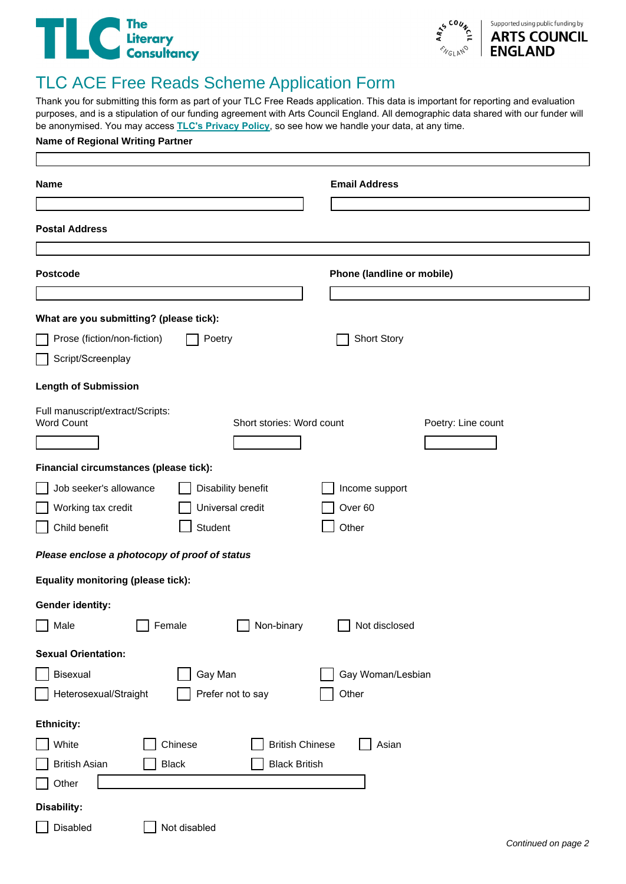TLC The Literary Consultancy

Supported using public funding by ARTS COUNCIL ENGLAND

# TLC ACE Free Reads Scheme Application Form

Thank you for submitting this form as part of your TLC Free Reads application. This data is important for reporting and evaluation purposes, and is a stipulation of our funding agreement with Arts Council England. All demographic data shared with our funder will be anonymised. You may access **TLC's Privacy Policy**, so see how we handle your data, at any time.

**Name of Regional Writing Partner**

**Name**

**Email Address**

**Postal Address**

**Postcode**

**Phone (landline or mobile)**

**What are you submitting? (please tick):**

- ☐ Prose (fiction/non-fiction)
- ☐ Poetry
- ☐ Short Story
- ☐ Script/Screenplay

**Length of Submission**

Full manuscript/extract/Scripts: Word Count

Short stories: Word count

Poetry: Line count

**Financial circumstances (please tick):**

- ☐ Job seeker's allowance
- ☐ Disability benefit
- ☐ Income support
- ☐ Working tax credit
- ☐ Universal credit
- ☐ Over 60
- ☐ Child benefit
- ☐ Student
- ☐ Other

***Please enclose a photocopy of proof of status***

**Equality monitoring (please tick):**

**Gender identity:**

- ☐ Male
- ☐ Female
- ☐ Non-binary
- ☐ Not disclosed

**Sexual Orientation:**

- ☐ Bisexual
- ☐ Gay Man
- ☐ Gay Woman/Lesbian
- ☐ Heterosexual/Straight
- ☐ Prefer not to say
- ☐ Other

**Ethnicity:**

- ☐ White
- ☐ Chinese
- ☐ British Chinese
- ☐ Asian
- ☐ British Asian
- ☐ Black
- ☐ Black British
- ☐ Other

**Disability:**

- ☐ Disabled
- ☐ Not disabled

*Continued on page 2*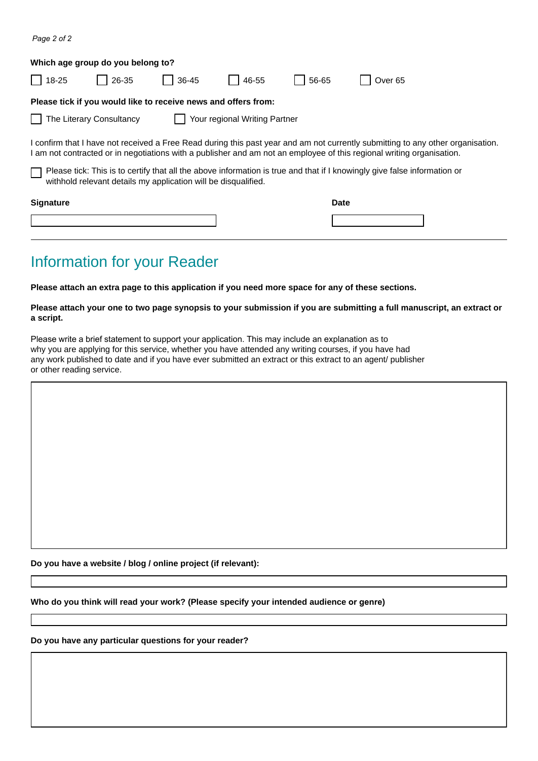**Which age group do you belong to?**

- [ ] 18-25
- [ ] 26-35
- [ ] 36-45
- [ ] 46-55
- [ ] 56-65
- [ ] Over 65

**Please tick if you would like to receive news and offers from:**

- [ ] The Literary Consultancy
- [ ] Your regional Writing Partner

I confirm that I have not received a Free Read during this past year and am not currently submitting to any other organisation. I am not contracted or in negotiations with a publisher and am not an employee of this regional writing organisation.

- [ ] Please tick: This is to certify that all the above information is true and that if I knowingly give false information or withhold relevant details my application will be disqualified.

**Signature**

**Date**

---

## Information for your Reader

**Please attach an extra page to this application if you need more space for any of these sections.**

**Please attach your one to two page synopsis to your submission if you are submitting a full manuscript, an extract or a script.**

Please write a brief statement to support your application. This may include an explanation as to why you are applying for this service, whether you have attended any writing courses, if you have had any work published to date and if you have ever submitted an extract or this extract to an agent/ publisher or other reading service.

**Do you have a website / blog / online project (if relevant):**

**Who do you think will read your work? (Please specify your intended audience or genre)**

**Do you have any particular questions for your reader?**